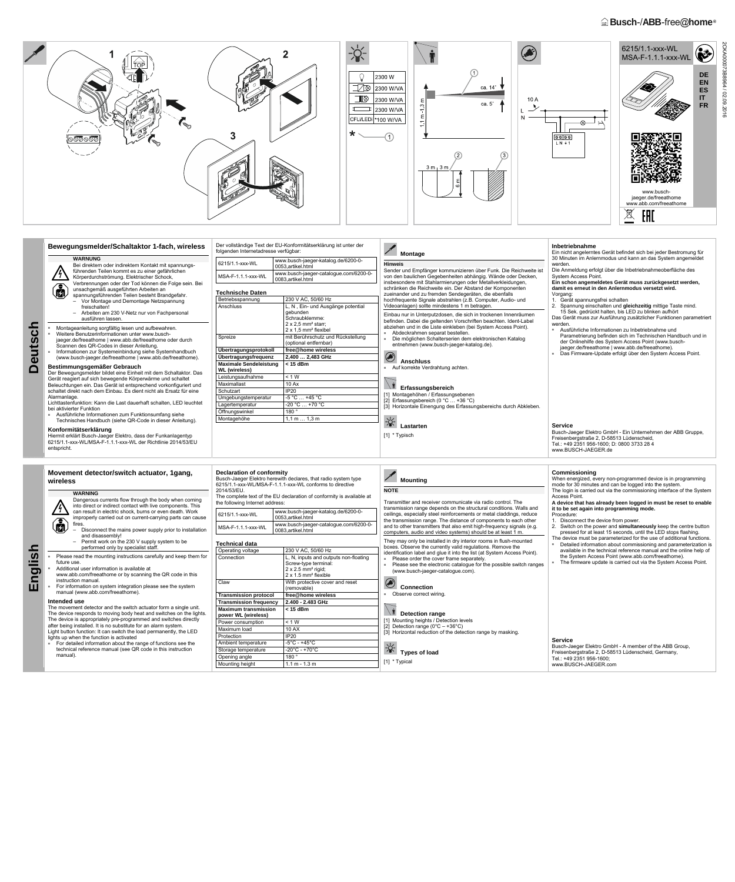# Busch-/ABB-free@home®

6215/1.1-xxx-WL
MSA-F-1.1.1-xxx-WL

DE EN ES IT FR

www.busch-jaeger.de/freeathome
www.abb.com/freeathome

| | |
|---|---|
| | 2300 W |
| | 2300 W/VA |
| | 2300 W/VA |
| | 2300 W/VA |
| CFL/LED | *100 W/VA |

2CKA000073B8964 / 02.09.2016

# Deutsch

## Bewegungsmelder/Schaltaktor 1-fach, wireless

**WARNUNG**

Bei direktem oder indirektem Kontakt mit spannungsführenden Teilen kommt es zu einer gefährlichen Körperdurchströmung. Elektrischer Schock, Verbrennungen oder der Tod können die Folge sein. Bei unsachgemäß ausgeführten Arbeiten an spannungsführenden Teilen besteht Brandgefahr.
- Vor Montage und Demontage Netzspannung freischalten!
- Arbeiten am 230 V-Netz nur von Fachpersonal ausführen lassen.

- Montageanleitung sorgfältig lesen und aufbewahren.
- Weitere Benutzerinformationen unter www.busch-jaeger.de/freeathome | www.abb.de/freeathome oder durch Scannen des QR-Codes in dieser Anleitung.
- Informationen zur Systemeinbindung siehe Systemhandbuch (www.busch-jaeger.de/freeathome | www.abb.de/freeathome).

### Bestimmungsgemäßer Gebrauch

Der Bewegungsmelder bildet eine Einheit mit dem Schaltaktor. Das Gerät reagiert auf sich bewegende Körperwärme und schaltet Beleuchtungen ein. Das Gerät ist entsprechend vorkonfiguriert und schaltet direkt nach dem Einbau. Es dient nicht als Ersatz für eine Alarmanlage.
Lichttastenfunktion: Kann die Last dauerhaft schalten, LED leuchtet bei aktivierter Funktion
- Ausführliche Informationen zum Funktionsumfang siehe Technisches Handbuch (siehe QR-Code in dieser Anleitung).

### Konformitätserklärung

Hiermit erklärt Busch-Jaeger Elektro, dass der Funkanlagentyp 6215/1.1-xxx-WL/MSA-F-1.1.1-xxx-WL der Richtlinie 2014/53/EU entspricht.

Der vollständige Text der EU-Konformitätserklärung ist unter der folgenden Internetadresse verfügbar:

| | |
|---|---|
| 6215/1.1-xxx-WL | www.busch-jaeger-katalog.de/6200-0-0053,artikel.html |
| MSA-F-1.1.1-xxx-WL | www.busch-jaeger-catalogue.com/6200-0-0083,artikel.html |

### Technische Daten

| | |
|---|---|
| Betriebsspannung | 230 V AC, 50/60 Hz |
| Anschluss | L, N , Ein- und Ausgänge potential gebunden<br>Schraubklemme:<br>2 x 2,5 mm² starr;<br>2 x 1,5 mm² flexibel |
| Spreize | mit Berührschutz und Rückstellung (optional entfernbar) |
| **Übertragungsprotokoll** | **free@home wireless** |
| **Übertragungsfrequenz** | **2,400 … 2,483 GHz** |
| **Maximale Sendeleistung WL (wireless)** | **< 15 dBm** |
| Leistungsaufnahme | < 1 W |
| Maximallast | 10 Ax |
| Schutzart | IP20 |
| Umgebungstemperatur | -5 °C … +45 °C |
| Lagertemperatur | -20 °C … +70 °C |
| Öffnungswinkel | 180 ° |
| Montagehöhe | 1,1 m … 1,3 m |

### Montage

**Hinweis**

Sender und Empfänger kommunizieren über Funk. Die Reichweite ist von den baulichen Gegebenheiten abhängig. Wände oder Decken, insbesondere mit Stahlarmierungen oder Metallverkleidungen, schränken die Reichweite ein. Der Abstand der Komponenten zueinander und zu fremden Sendegeräten, die ebenfalls hochfrequente Signale abstrahlen (z.B. Computer, Audio- und Videoanlagen) sollte mindestens 1 m betragen.

Einbau nur in Unterputzdosen, die sich in trockenen Innenräumen befinden. Dabei die geltenden Vorschriften beachten. Ident-Label abziehen und in die Liste einkleben (bei System Access Point).
- Abdeckrahmen separat bestellen.
- Die möglichen Schalterserien dem elektronischen Katalog entnehmen (www.busch-jaeger-katalog.de).

### Anschluss

- Auf korrekte Verdrahtung achten.

### Erfassungsbereich

[1] Montagehöhen / Erfassungsebenen
[2] Erfassungsbereich (0 °C … +36 °C)
[3] Horizontale Einengung des Erfassungsbereichs durch Abkleben.

### Lastarten

[1] * Typisch

### Inbetriebnahme

Ein nicht angelerntes Gerät befindet sich bei jeder Bestromung für 30 Minuten im Anlernmodus und kann an das System angemeldet werden.
Die Anmeldung erfolgt über die Inbetriebnahmeoberfläche des System Access Point.
**Ein schon angemeldetes Gerät muss zurückgesetzt werden, damit es erneut in den Anlernmodus versetzt wird.**
Vorgang:
1. Gerät spannungsfrei schalten
2. Spannung einschalten und **gleichzeitig** mittige Taste mind. 15 Sek. gedrückt halten, bis LED zu blinken aufhört

Das Gerät muss zur Ausführung zusätzlicher Funktionen parametriert werden.
- Ausführliche Informationen zu Inbetriebnahme und Parametrierung befinden sich im Technischen Handbuch und in der Onlinehilfe des System Access Point (www.busch-jaeger.de/freeathome | www.abb.de/freeathome).
- Das Firmware-Update erfolgt über den System Access Point.

### Service

Busch-Jaeger Elektro GmbH - Ein Unternehmen der ABB Gruppe, Freisenbergstraße 2, D-58513 Lüdenscheid,
Tel.: +49 2351 956-1600; D: 0800 3733 28 4
www.BUSCH-JAEGER.de

# English

## Movement detector/switch actuator, 1gang, wireless

**WARNING**

Dangerous currents flow through the body when coming into direct or indirect contact with live components. This can result in electric shock, burns or even death. Work improperly carried out on current-carrying parts can cause fires.
- Disconnect the mains power supply prior to installation and disassembly!
- Permit work on the 230 V supply system to be performed only by specialist staff.

- Please read the mounting instructions carefully and keep them for future use.
- Additional user information is available at www.abb.com/freeathome or by scanning the QR code in this instruction manual.
- For information on system integration please see the system manual (www.abb.com/freeathome).

### Intended use

The movement detector and the switch actuator form a single unit. The device responds to moving body heat and switches on the lights. The device is appropriately pre-programmed and switches directly after being installed. It is no substitute for an alarm system.
Light button function: It can switch the load permanently, the LED lights up when the function is activated
- For detailed information about the range of functions see the technical reference manual (see QR code in this instruction manual).

### Declaration of conformity

Busch-Jaeger Elektro herewith declares, that radio system type 6215/1.1-xxx-WL/MSA-F-1.1.1-xxx-WL conforms to directive 2014/53/EU.
The complete text of the EU declaration of conformity is available at the following Internet address:

| | |
|---|---|
| 6215/1.1-xxx-WL | www.busch-jaeger-katalog.de/6200-0-0053,artikel.html |
| MSA-F-1.1.1-xxx-WL | www.busch-jaeger-catalogue.com/6200-0-0083,artikel.html |

### Technical data

| | |
|---|---|
| Operating voltage | 230 V AC, 50/60 Hz |
| Connection | L, N, inputs and outputs non-floating<br>Screw-type terminal:<br>2 x 2.5 mm² rigid;<br>2 x 1.5 mm² flexible |
| Claw | With protective cover and reset (removable) |
| **Transmission protocol** | **free@home wireless** |
| **Transmission frequency** | **2.400 - 2.483 GHz** |
| **Maximum transmission power WL (wireless)** | **< 15 dBm** |
| Power consumption | < 1 W |
| Maximum load | 10 AX |
| Protection | IP20 |
| Ambient temperature | -5°C - +45°C |
| Storage temperature | -20°C - +70°C |
| Opening angle | 180 ° |
| Mounting height | 1.1 m - 1.3 m |

### Mounting

**NOTE**

Transmitter and receiver communicate via radio control. The transmission range depends on the structural conditions. Walls and ceilings, especially steel reinforcements or metal claddings, reduce the transmission range. The distance of components to each other and to other transmitters that also emit high-frequency signals (e.g. computers, audio and video systems) should be at least 1 m.

They may only be installed in dry interior rooms in flush-mounted boxes. Observe the currently valid regulations. Remove the identification label and glue it into the list (at System Access Point).
- Please order the cover frame separately.
- Please see the electronic catalogue for the possible switch ranges (www.busch-jaeger-catalogue.com).

### Connection

- Observe correct wiring.

### Detection range

[1] Mounting heights / Detection levels
[2] Detection range (0°C – +36°C)
[3] Horizontal reduction of the detection range by masking.

### Types of load

[1] * Typical

### Commissioning

When energized, every non-programmed device is in programming mode for 30 minutes and can be logged into the system.
The login is carried out via the commissioning interface of the System Access Point.
**A device that has already been logged in must be reset to enable it to be set again into programming mode.**
Procedure:
1. Disconnect the device from power.
2. Switch on the power and **simultaneously** keep the centre button pressed for at least 15 seconds, until the LED stops flashing.

The device must be parameterized for the use of additional functions.
- Detailed information about commissioning and parameterization is available in the technical reference manual and the online help of the System Access Point (www.abb.com/freeathome).
- The firmware update is carried out via the System Access Point.

### Service

Busch-Jaeger Elektro GmbH - A member of the ABB Group, Freisenbergstraße 2, D-58513 Lüdenscheid, Germany,
Tel.: +49 2351 956-1600;
www.BUSCH-JAEGER.com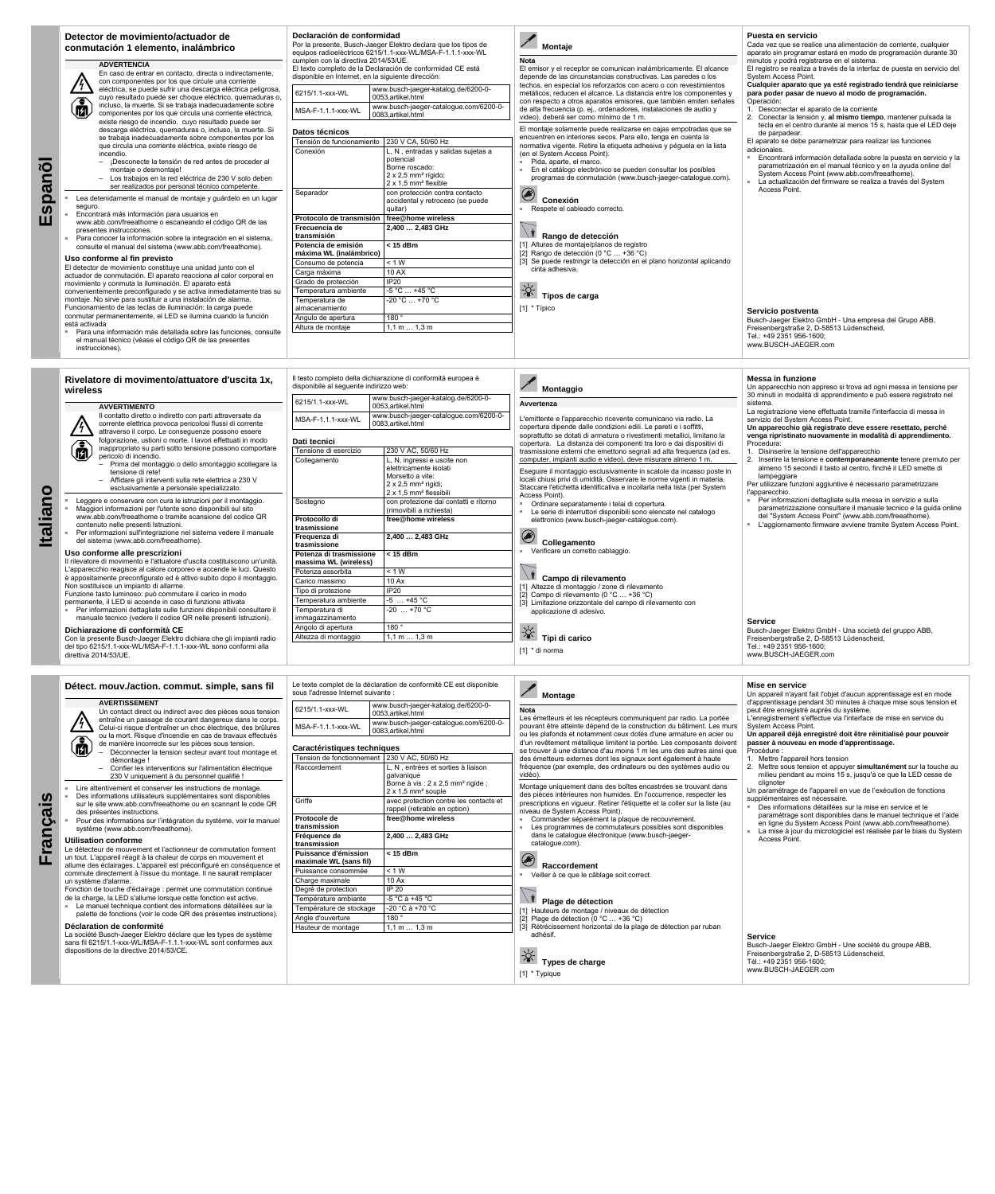# Español

## Detector de movimiento/actuador de conmutación 1 elemento, inalámbrico

**ADVERTENCIA**

En caso de entrar en contacto, directa o indirectamente, con componentes por los que circule una corriente eléctrica, se puede sufrir una descarga eléctrica peligrosa, cuyo resultado puede ser choque eléctrico, quemaduras o, incluso, la muerte. Si se trabaja inadecuadamente sobre componentes por los que circula una corriente eléctrica, existe riesgo de incendio. cuyo resultado puede ser descarga eléctrica, quemaduras o, incluso, la muerte. Si se trabaja inadecuadamente sobre componentes por los que circula una corriente eléctrica, existe riesgo de incendio.

- ¡Desconecte la tensión de red antes de proceder al montaje o desmontaje!
- Los trabajos en la red eléctrica de 230 V solo deben ser realizados por personal técnico competente.

- Lea detenidamente el manual de montaje y guárdelo en un lugar seguro.
- Encontrará más información para usuarios en www.abb.com/freeathome o escaneando el código QR de las presentes instrucciones.
- Para conocer la información sobre la integración en el sistema, consulte el manual del sistema (www.abb.com/freeathome).

### Uso conforme al fin previsto

El detector de movimiento constituye una unidad junto con el actuador de conmutación. El aparato reacciona al calor corporal en movimiento y conmuta la iluminación. El aparato está convenientemente preconfigurado y se activa inmediatamente tras su montaje. No sirve para sustituir a una instalación de alarma.
Funcionamiento de las teclas de iluminación: la carga puede conmutar permanentemente, el LED se ilumina cuando la función está activada

- Para una información más detallada sobre las funciones, consulte el manual técnico (véase el código QR de las presentes instrucciones).

### Declaración de conformidad

Por la presente, Busch-Jaeger Elektro declara que los tipos de equipos radioeléctricos 6215/1.1-xxx-WL/MSA-F-1.1.1-xxx-WL cumplen con la directiva 2014/53/UE.
El texto completo de la Declaración de conformidad CE está disponible en Internet, en la siguiente dirección:

| | |
|---|---|
| 6215/1.1-xxx-WL | www.busch-jaeger-katalog.de/6200-0-0053,artikel.html |
| MSA-F-1.1.1-xxx-WL | www.busch-jaeger-catalogue.com/6200-0-0083,artikel.html |

### Datos técnicos

| | |
|---|---|
| Tensión de funcionamiento | 230 V CA, 50/60 Hz |
| Conexión | L, N , entradas y salidas sujetas a potencial<br>Borne roscado:<br>2 x 2,5 mm² rígido;<br>2 x 1,5 mm² flexible |
| Separador | con protección contra contacto accidental y retroceso (se puede quitar) |
| **Protocolo de transmisión** | **free@home wireless** |
| **Frecuencia de transmisión** | **2,400 … 2,483 GHz** |
| **Potencia de emisión máxima WL (inalámbrico)** | **< 15 dBm** |
| Consumo de potencia | < 1 W |
| Carga máxima | 10 AX |
| Grado de protección | IP20 |
| Temperatura ambiente | -5 °C … +45 °C |
| Temperatura de almacenamiento | -20 °C … +70 °C |
| Ángulo de apertura | 180 ° |
| Altura de montaje | 1,1 m … 1,3 m |

### Montaje

**Nota**

El emisor y el receptor se comunican inalámbricamente. El alcance depende de las circunstancias constructivas. Las paredes o los techos, en especial los reforzados con acero o con revestimientos metálicos, reducen el alcance. La distancia entre los componentes y con respecto a otros aparatos emisores, que también emiten señales de alta frecuencia (p. ej., ordenadores, instalaciones de audio y vídeo), deberá ser como mínimo de 1 m.

El montaje solamente puede realizarse en cajas empotradas que se encuentren en interiores secos. Para ello, tenga en cuenta la normativa vigente. Retire la etiqueta adhesiva y péguela en la lista (en el System Access Point).

- Pida, aparte, el marco.
- En el catálogo electrónico se pueden consultar los posibles programas de conmutación (www.busch-jaeger-catalogue.com).

### Conexión

- Respete el cableado correcto.

### Rango de detección

[1] Alturas de montaje/planos de registro
[2] Rango de detección (0 °C … +36 °C)
[3] Se puede restringir la detección en el plano horizontal aplicando cinta adhesiva.

### Tipos de carga

[1] * Típico

### Puesta en servicio

Cada vez que se realice una alimentación de corriente, cualquier aparato sin programar estará en modo de programación durante 30 minutos y podrá registrarse en el sistema.
El registro se realiza a través de la interfaz de puesta en servicio del System Access Point.
**Cualquier aparato que ya esté registrado tendrá que reiniciarse para poder pasar de nuevo al modo de programación.**
Operación:

1. Desconectar el aparato de la corriente
2. Conectar la tensión y, **al mismo tiempo**, mantener pulsada la tecla en el centro durante al menos 15 s, hasta que el LED deje de parpadear.

El aparato se debe parametrizar para realizar las funciones adicionales.

- Encontrará información detallada sobre la puesta en servicio y la parametrización en el manual técnico y en la ayuda online del System Access Point (www.abb.com/freeathome).
- La actualización del firmware se realiza a través del System Access Point.

### Servicio postventa

Busch-Jaeger Elektro GmbH - Una empresa del Grupo ABB,
Freisenbergstraße 2, D-58513 Lüdenscheid,
Tel.: +49 2351 956-1600;
www.BUSCH-JAEGER.com

# Italiano

## Rivelatore di movimento/attuatore d'uscita 1x, wireless

**AVVERTIMENTO**

Il contatto diretto o indiretto con parti attraversate da corrente elettrica provoca pericolosi flussi di corrente attraverso il corpo. Le conseguenze possono essere folgorazione, ustioni o morte. I lavori effettuati in modo inappropriato su parti sotto tensione possono comportare pericolo di incendio.

- Prima del montaggio o dello smontaggio scollegare la tensione di rete!
- Affidare gli interventi sulla rete elettrica a 230 V esclusivamente a personale specializzato.

- Leggere e conservare con cura le istruzioni per il montaggio.
- Maggiori informazioni per l'utente sono disponibili sul sito www.abb.com/freeathome o tramite scansione del codice QR contenuto nelle presenti Istruzioni.
- Per informazioni sull'integrazione nel sistema vedere il manuale del sistema (www.abb.com/freeathome).

### Uso conforme alle prescrizioni

Il rilevatore di movimento e l'attuatore d'uscita costituiscono un'unità. L'apparecchio reagisce al calore corporeo e accende le luci. Questo è appositamente preconfigurato ed è attivo subito dopo il montaggio. Non sostituisce un impianto di allarme.
Funzione tasto luminoso: può commutare il carico in modo permanente, il LED si accende in caso di funzione attivata

- Per informazioni dettagliate sulle funzioni disponibili consultare il manuale tecnico (vedere il codice QR nelle presenti Istruzioni).

### Dichiarazione di conformità CE

Con la presente Busch-Jaeger Elektro dichiara che gli impianti radio del tipo 6215/1.1-xxx-WL/MSA-F-1.1.1-xxx-WL sono conformi alla direttiva 2014/53/UE.

Il testo completo della dichiarazione di conformità europea è disponibile al seguente indirizzo web:

| | |
|---|---|
| 6215/1.1-xxx-WL | www.busch-jaeger-katalog.de/6200-0-0053,artikel.html |
| MSA-F-1.1.1-xxx-WL | www.busch-jaeger-catalogue.com/6200-0-0083,artikel.html |

### Dati tecnici

| | |
|---|---|
| Tensione di esercizio | 230 V AC, 50/60 Hz |
| Collegamento | L, N, ingressi e uscite non elettricamente isolati<br>Morsetto a vite:<br>2 x 2,5 mm² rigidi;<br>2 x 1,5 mm² flessibili |
| Sostegno | con protezione dai contatti e ritorno (rimovibili a richiesta) |
| **Protocollo di trasmissione** | **free@home wireless** |
| **Frequenza di trasmissione** | **2,400 … 2,483 GHz** |
| **Potenza di trasmissione massima WL (wireless)** | **< 15 dBm** |
| Potenza assorbita | < 1 W |
| Carico massimo | 10 Ax |
| Tipo di protezione | IP20 |
| Temperatura ambiente | -5 … +45 °C |
| Temperatura di immagazzinamento | -20 … +70 °C |
| Angolo di apertura | 180 ° |
| Altezza di montaggio | 1,1 m … 1,3 m |

### Montaggio

**Avvertenza**

L'emittente e l'apparecchio ricevente comunicano via radio. La copertura dipende dalle condizioni edili. Le pareti e i soffitti, soprattutto se dotati di armatura o rivestimenti metallici, limitano la copertura. La distanza dei componenti tra loro e dai dispositivi di trasmissione esterni che emettono segnali ad alta frequenza (ad es. computer, impianti audio e video), deve misurare almeno 1 m.

Eseguire il montaggio esclusivamente in scatole da incasso poste in locali chiusi privi di umidità. Osservare le norme vigenti in materia. Staccare l'etichetta identificativa e incollarla nella lista (per System Access Point).

- Ordinare separatamente i telai di copertura.
- Le serie di interruttori disponibili sono elencate nel catalogo elettronico (www.busch-jaeger-catalogue.com).

### Collegamento

- Verificare un corretto cablaggio.

### Campo di rilevamento

[1] Altezze di montaggio / zone di rilevamento
[2] Campo di rilevamento (0 °C … +36 °C)
[3] Limitazione orizzontale del campo di rilevamento con applicazione di adesivo.

### Tipi di carico

[1] * di norma

### Messa in funzione

Un apparecchio non appreso si trova ad ogni messa in tensione per 30 minuti in modalità di apprendimento e può essere registrato nel sistema.
La registrazione viene effettuata tramite l'interfaccia di messa in servizio del System Access Point.
**Un apparecchio già registrato deve essere resettato, perché venga ripristinato nuovamente in modalità di apprendimento.**
Procedura:

1. Disinserire la tensione dell'apparecchio
2. Inserire la tensione e **contemporaneamente** tenere premuto per almeno 15 secondi il tasto al centro, finché il LED smette di lampeggiare

Per utilizzare funzioni aggiuntive è necessario parametrizzare l'apparecchio.

- Per informazioni dettagliate sulla messa in servizio e sulla parametrizzazione consultare il manuale tecnico e la guida online del "System Access Point" (www.abb.com/freeathome).
- L'aggiornamento firmware avviene tramite System Access Point.

### Service

Busch-Jaeger Elektro GmbH - Una società del gruppo ABB,
Freisenbergstraße 2, D-58513 Lüdenscheid,
Tel.: +49 2351 956-1600;
www.BUSCH-JAEGER.com

# Français

## Détect. mouv./action. commut. simple, sans fil

**AVERTISSEMENT**

Un contact direct ou indirect avec des pièces sous tension entraîne un passage de courant dangereux dans le corps. Celui-ci risque d'entraîner un choc électrique, des brûlures ou la mort. Risque d'incendie en cas de travaux effectués de manière incorrecte sur les pièces sous tension.

- Déconnecter la tension secteur avant tout montage et démontage !
- Confier les interventions sur l'alimentation électrique 230 V uniquement à du personnel qualifié !

- Lire attentivement et conserver les instructions de montage.
- Des informations utilisateurs supplémentaires sont disponibles sur le site www.abb.com/freeathome ou en scannant le code QR des présentes instructions.
- Pour des informations sur l'intégration du système, voir le manuel système (www.abb.com/freeathome).

### Utilisation conforme

Le détecteur de mouvement et l'actionneur de commutation forment un tout. L'appareil réagit à la chaleur de corps en mouvement et allume des éclairages. L'appareil est préconfiguré en conséquence et commute directement à l'issue du montage. Il ne saurait remplacer un système d'alarme.
Fonction de touche d'éclairage : permet une commutation continue de la charge, la LED s'allume lorsque cette fonction est active.

- Le manuel technique contient des informations détaillées sur la palette de fonctions (voir le code QR des présentes instructions).

### Déclaration de conformité

La société Busch-Jaeger Elektro déclare que les types de système sans fil 6215/1.1-xxx-WL/MSA-F-1.1.1-xxx-WL sont conformes aux dispositions de la directive 2014/53/CE.

Le texte complet de la déclaration de conformité CE est disponible sous l'adresse Internet suivante :

| | |
|---|---|
| 6215/1.1-xxx-WL | www.busch-jaeger-katalog.de/6200-0-0053,artikel.html |
| MSA-F-1.1.1-xxx-WL | www.busch-jaeger-catalogue.com/6200-0-0083,artikel.html |

### Caractéristiques techniques

| | |
|---|---|
| Tension de fonctionnement | 230 V AC, 50/60 Hz |
| Raccordement | L, N , entrées et sorties à liaison galvanique<br>Borne à vis : 2 x 2,5 mm² rigide ;<br>2 x 1,5 mm² souple |
| Griffe | avec protection contre les contacts et rappel (retirable en option) |
| **Protocole de transmission** | **free@home wireless** |
| **Fréquence de transmission** | **2,400 … 2,483 GHz** |
| **Puissance d'émission maximale WL (sans fil)** | **< 15 dBm** |
| Puissance consommée | < 1 W |
| Charge maximale | 10 Ax |
| Degré de protection | IP 20 |
| Température ambiante | -5 °C à +45 °C |
| Température de stockage | -20 °C à +70 °C |
| Angle d'ouverture | 180 ° |
| Hauteur de montage | 1,1 m … 1,3 m |

### Montage

**Nota**

Les émetteurs et les récepteurs communiquent par radio. La portée pouvant être atteinte dépend de la construction du bâtiment. Les murs ou les plafonds et notamment ceux dotés d'une armature en acier ou d'un revêtement métallique limitent la portée. Les composants doivent se trouver à une distance d'au moins 1 m les uns des autres ainsi que des émetteurs externes dont les signaux sont également à haute fréquence (par exemple, des ordinateurs ou des systèmes audio ou vidéo).

Montage uniquement dans des boîtes encastrées se trouvant dans des pièces intérieures non humides. En l'occurrence, respecter les prescriptions en vigueur. Retirer l'étiquette et la coller sur la liste (au niveau de System Access Point).

- Commander séparément la plaque de recouvrement.
- Les programmes de commutateurs possibles sont disponibles dans le catalogue électronique (www.busch-jaeger-catalogue.com).

### Raccordement

- Veiller à ce que le câblage soit correct.

### Plage de détection

[1] Hauteurs de montage / niveaux de détection
[2] Plage de détection (0 °C … +36 °C)
[3] Rétrécissement horizontal de la plage de détection par ruban adhésif.

### Types de charge

[1] * Typique

### Mise en service

Un appareil n'ayant fait l'objet d'aucun apprentissage est en mode d'apprentissage pendant 30 minutes à chaque mise sous tension et peut être enregistré auprès du système.
L'enregistrement s'effectue via l'interface de mise en service du System Access Point.
**Un appareil déjà enregistré doit être réinitialisé pour pouvoir passer à nouveau en mode d'apprentissage.**
Procédure :

1. Mettre l'appareil hors tension
2. Mettre sous tension et appuyer **simultanément** sur la touche au milieu pendant au moins 15 s, jusqu'à ce que la LED cesse de clignoter

Un paramétrage de l'appareil en vue de l'exécution de fonctions supplémentaires est nécessaire.

- Des informations détaillées sur la mise en service et le paramétrage sont disponibles dans le manuel technique et l'aide en ligne du System Access Point (www.abb.com/freeathome).
- La mise à jour du micrologiciel est réalisée par le biais du System Access Point.

### Service

Busch-Jaeger Elektro GmbH - Une société du groupe ABB,
Freisenbergstraße 2, D-58513 Lüdenscheid,
Tél.: +49 2351 956-1600;
www.BUSCH-JAEGER.com